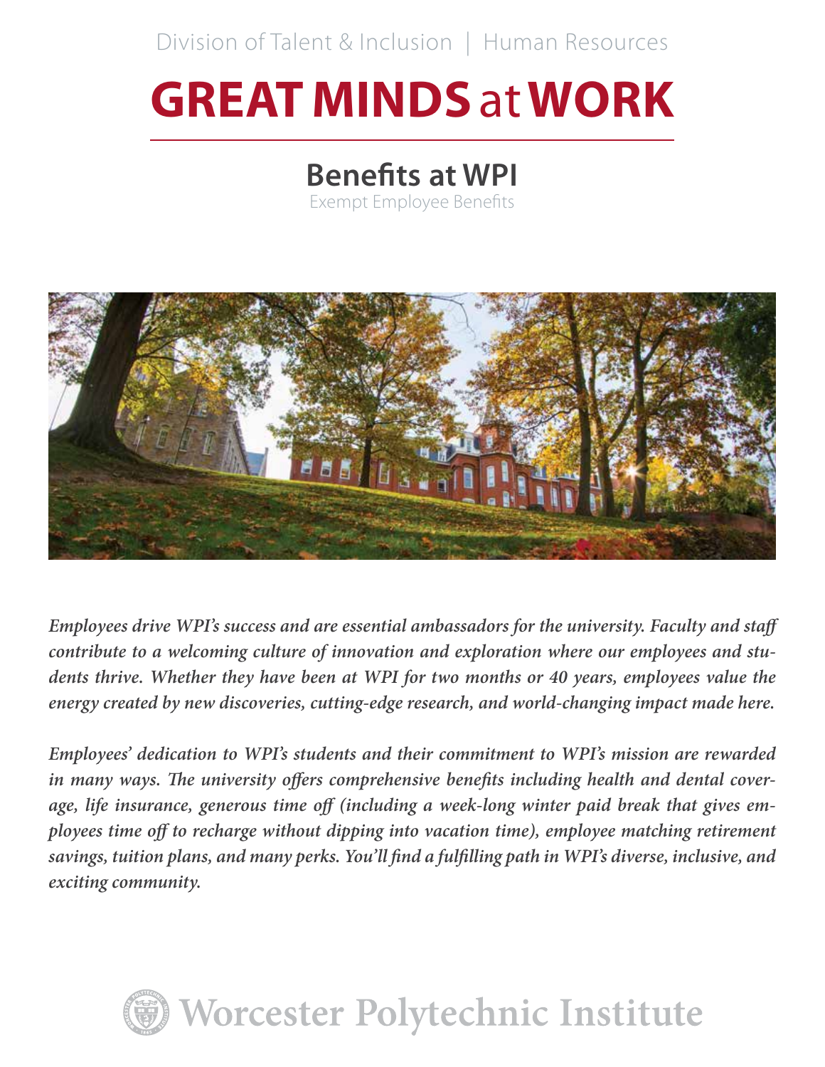Division of Talent & Inclusion | Human Resources

# GREAT MINDS at WORK

## Benefits at WPI

Exempt Employee Benefits

*Employees drive WPI's success and are essential ambassadors for the university. Faculty and staff contribute to a welcoming culture of innovation and exploration where our employees and students thrive. Whether they have been at WPI for two months or 40 years, employees value the energy created by new discoveries, cutting-edge research, and world-changing impact made here.*

*Employees' dedication to WPI's students and their commitment to WPI's mission are rewarded in many ways. The university offers comprehensive benefits including health and dental coverage, life insurance, generous time off (including a week-long winter paid break that gives employees time off to recharge without dipping into vacation time), employee matching retirement savings, tuition plans, and many perks. You'll find a fulfilling path in WPI's diverse, inclusive, and exciting community.*

Worcester Polytechnic Institute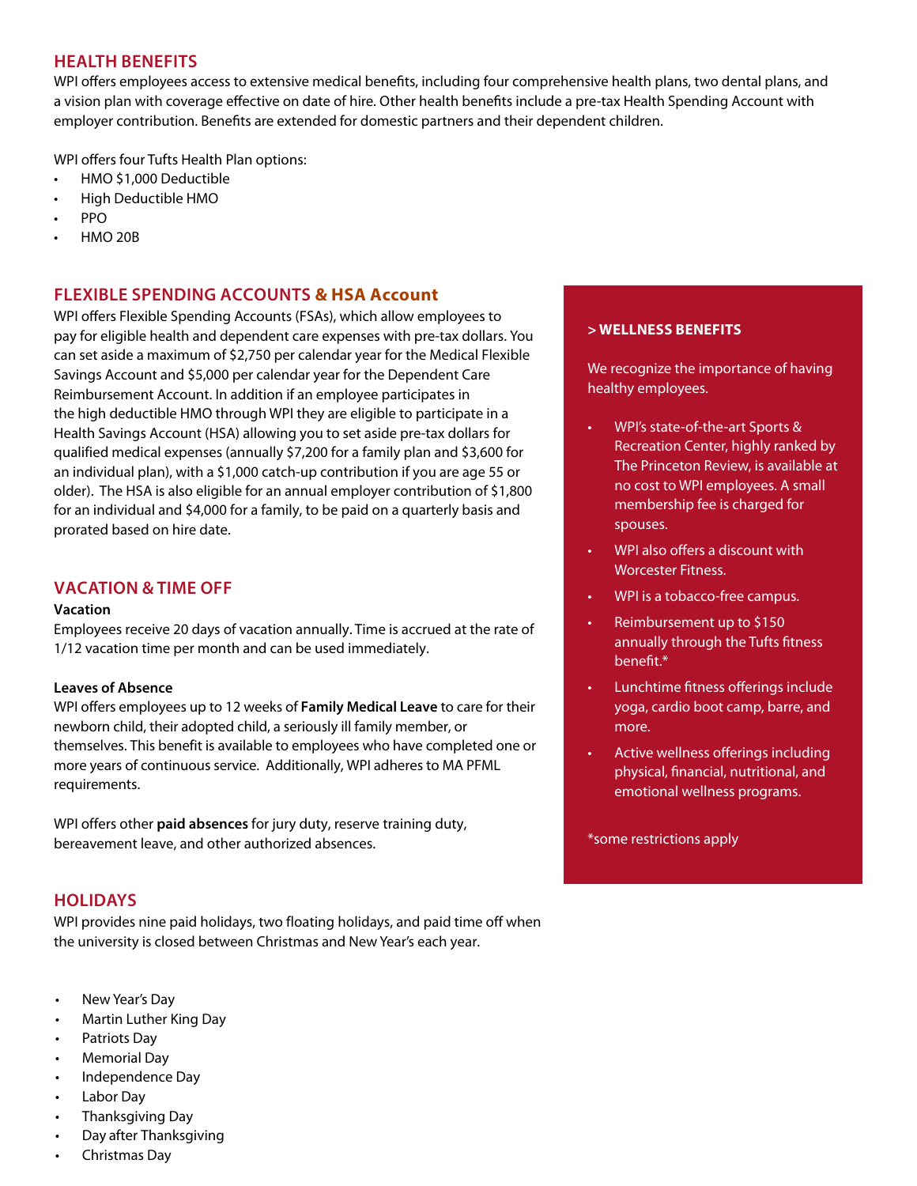## HEALTH BENEFITS

WPI offers employees access to extensive medical benefits, including four comprehensive health plans, two dental plans, and a vision plan with coverage effective on date of hire. Other health benefits include a pre-tax Health Spending Account with employer contribution. Benefits are extended for domestic partners and their dependent children.

WPI offers four Tufts Health Plan options:

- HMO $1,000 Deductible
- High Deductible HMO
- PPO
- HMO 20B

## FLEXIBLE SPENDING ACCOUNTS & HSA Account

WPI offers Flexible Spending Accounts (FSAs), which allow employees to pay for eligible health and dependent care expenses with pre-tax dollars. You can set aside a maximum of $2,750 per calendar year for the Medical Flexible Savings Account and $5,000 per calendar year for the Dependent Care Reimbursement Account. In addition if an employee participates in the high deductible HMO through WPI they are eligible to participate in a Health Savings Account (HSA) allowing you to set aside pre-tax dollars for qualified medical expenses (annually $7,200 for a family plan and $3,600 for an individual plan), with a $1,000 catch-up contribution if you are age 55 or older). The HSA is also eligible for an annual employer contribution of $1,800 for an individual and $4,000 for a family, to be paid on a quarterly basis and prorated based on hire date.

## VACATION & TIME OFF

**Vacation**

Employees receive 20 days of vacation annually. Time is accrued at the rate of 1/12 vacation time per month and can be used immediately.

**Leaves of Absence**

WPI offers employees up to 12 weeks of **Family Medical Leave** to care for their newborn child, their adopted child, a seriously ill family member, or themselves. This benefit is available to employees who have completed one or more years of continuous service. Additionally, WPI adheres to MA PFML requirements.

WPI offers other **paid absences** for jury duty, reserve training duty, bereavement leave, and other authorized absences.

## HOLIDAYS

WPI provides nine paid holidays, two floating holidays, and paid time off when the university is closed between Christmas and New Year's each year.

- New Year's Day
- Martin Luther King Day
- Patriots Day
- Memorial Day
- Independence Day
- Labor Day
- Thanksgiving Day
- Day after Thanksgiving
- Christmas Day

### > WELLNESS BENEFITS

We recognize the importance of having healthy employees.

- WPI's state-of-the-art Sports & Recreation Center, highly ranked by The Princeton Review, is available at no cost to WPI employees. A small membership fee is charged for spouses.
- WPI also offers a discount with Worcester Fitness.
- WPI is a tobacco-free campus.
- Reimbursement up to $150 annually through the Tufts fitness benefit.*
- Lunchtime fitness offerings include yoga, cardio boot camp, barre, and more.
- Active wellness offerings including physical, financial, nutritional, and emotional wellness programs.

*some restrictions apply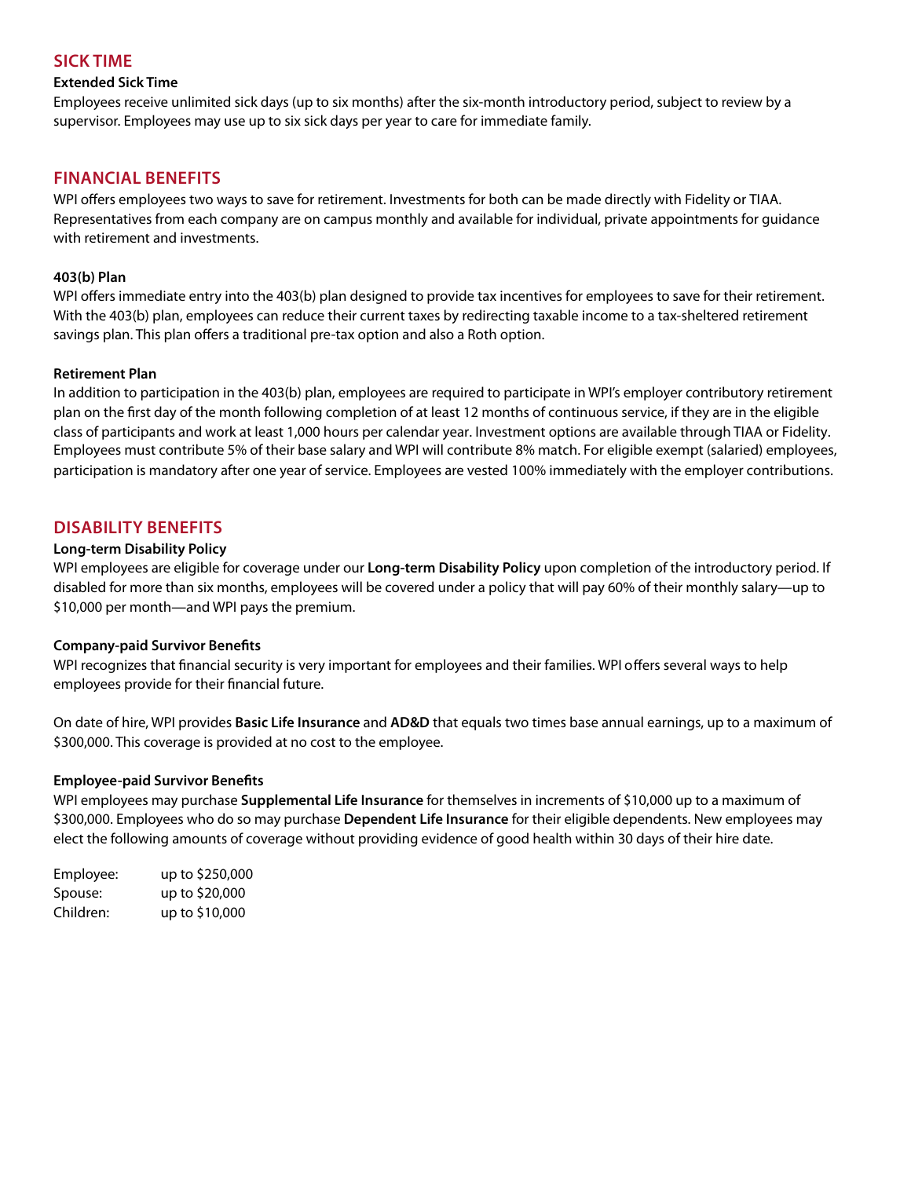## SICK TIME

### Extended Sick Time

Employees receive unlimited sick days (up to six months) after the six-month introductory period, subject to review by a supervisor. Employees may use up to six sick days per year to care for immediate family.

## FINANCIAL BENEFITS

WPI offers employees two ways to save for retirement. Investments for both can be made directly with Fidelity or TIAA. Representatives from each company are on campus monthly and available for individual, private appointments for guidance with retirement and investments.

### 403(b) Plan

WPI offers immediate entry into the 403(b) plan designed to provide tax incentives for employees to save for their retirement. With the 403(b) plan, employees can reduce their current taxes by redirecting taxable income to a tax-sheltered retirement savings plan. This plan offers a traditional pre-tax option and also a Roth option.

### Retirement Plan

In addition to participation in the 403(b) plan, employees are required to participate in WPI's employer contributory retirement plan on the first day of the month following completion of at least 12 months of continuous service, if they are in the eligible class of participants and work at least 1,000 hours per calendar year. Investment options are available through TIAA or Fidelity. Employees must contribute 5% of their base salary and WPI will contribute 8% match. For eligible exempt (salaried) employees, participation is mandatory after one year of service. Employees are vested 100% immediately with the employer contributions.

## DISABILITY BENEFITS

### Long-term Disability Policy

WPI employees are eligible for coverage under our **Long-term Disability Policy** upon completion of the introductory period. If disabled for more than six months, employees will be covered under a policy that will pay 60% of their monthly salary—up to $10,000 per month—and WPI pays the premium.

### Company-paid Survivor Benefits

WPI recognizes that financial security is very important for employees and their families. WPI offers several ways to help employees provide for their financial future.

On date of hire, WPI provides **Basic Life Insurance** and **AD&D** that equals two times base annual earnings, up to a maximum of $300,000. This coverage is provided at no cost to the employee.

### Employee-paid Survivor Benefits

WPI employees may purchase **Supplemental Life Insurance** for themselves in increments of $10,000 up to a maximum of $300,000. Employees who do so may purchase **Dependent Life Insurance** for their eligible dependents. New employees may elect the following amounts of coverage without providing evidence of good health within 30 days of their hire date.

| | |
|---|---|
| Employee: | up to $250,000 |
| Spouse: | up to $20,000 |
| Children: | up to $10,000 |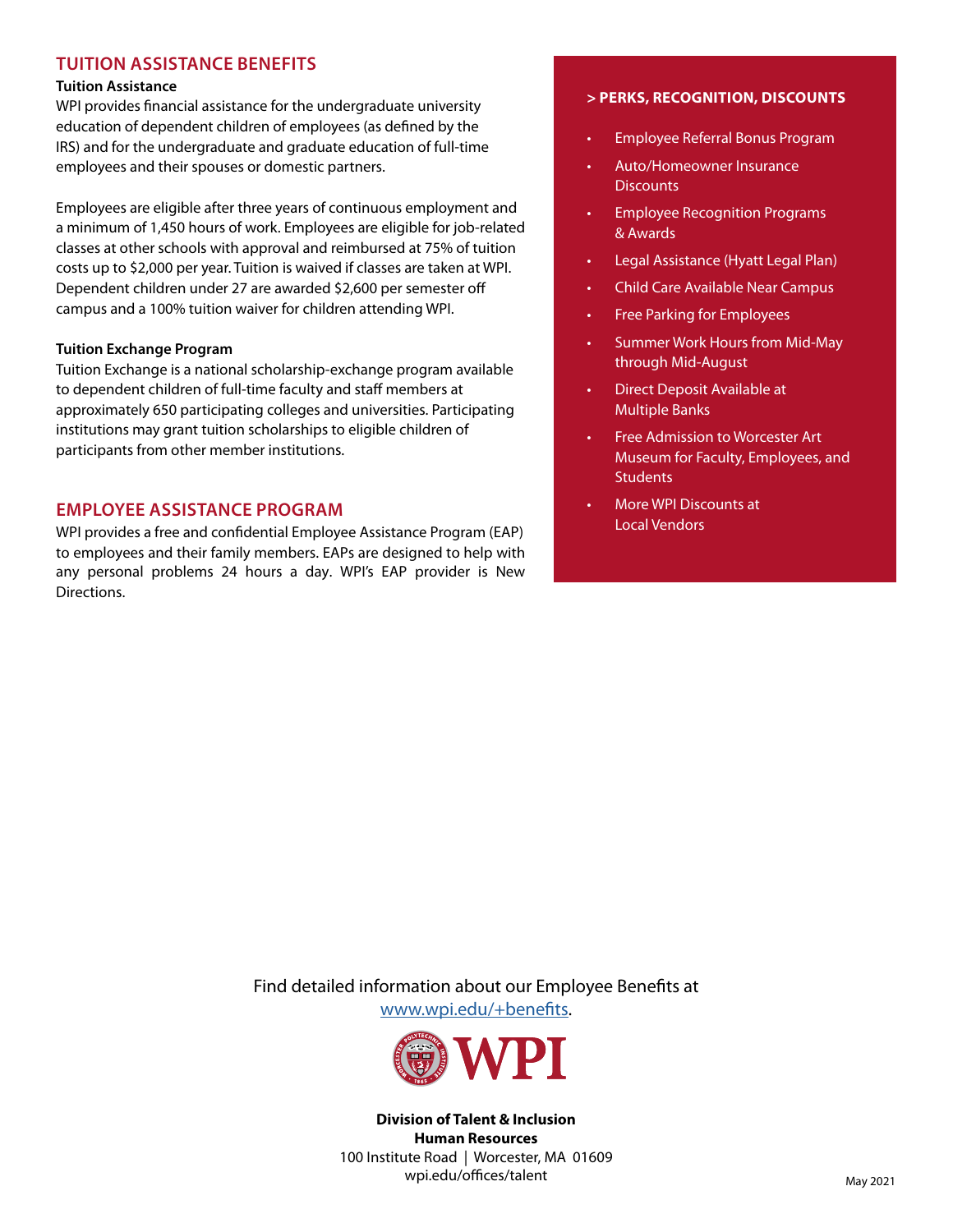## TUITION ASSISTANCE BENEFITS

**Tuition Assistance**

WPI provides financial assistance for the undergraduate university education of dependent children of employees (as defined by the IRS) and for the undergraduate and graduate education of full-time employees and their spouses or domestic partners.

Employees are eligible after three years of continuous employment and a minimum of 1,450 hours of work. Employees are eligible for job-related classes at other schools with approval and reimbursed at 75% of tuition costs up to $2,000 per year. Tuition is waived if classes are taken at WPI. Dependent children under 27 are awarded $2,600 per semester off campus and a 100% tuition waiver for children attending WPI.

**Tuition Exchange Program**

Tuition Exchange is a national scholarship-exchange program available to dependent children of full-time faculty and staff members at approximately 650 participating colleges and universities. Participating institutions may grant tuition scholarships to eligible children of participants from other member institutions.

## EMPLOYEE ASSISTANCE PROGRAM

WPI provides a free and confidential Employee Assistance Program (EAP) to employees and their family members. EAPs are designed to help with any personal problems 24 hours a day. WPI's EAP provider is New Directions.

### > PERKS, RECOGNITION, DISCOUNTS

- Employee Referral Bonus Program
- Auto/Homeowner Insurance Discounts
- Employee Recognition Programs & Awards
- Legal Assistance (Hyatt Legal Plan)
- Child Care Available Near Campus
- Free Parking for Employees
- Summer Work Hours from Mid-May through Mid-August
- Direct Deposit Available at Multiple Banks
- Free Admission to Worcester Art Museum for Faculty, Employees, and Students
- More WPI Discounts at Local Vendors

Find detailed information about our Employee Benefits at www.wpi.edu/+benefits.

WPI

**Division of Talent & Inclusion**
**Human Resources**
100 Institute Road | Worcester, MA 01609
wpi.edu/offices/talent

May 2021